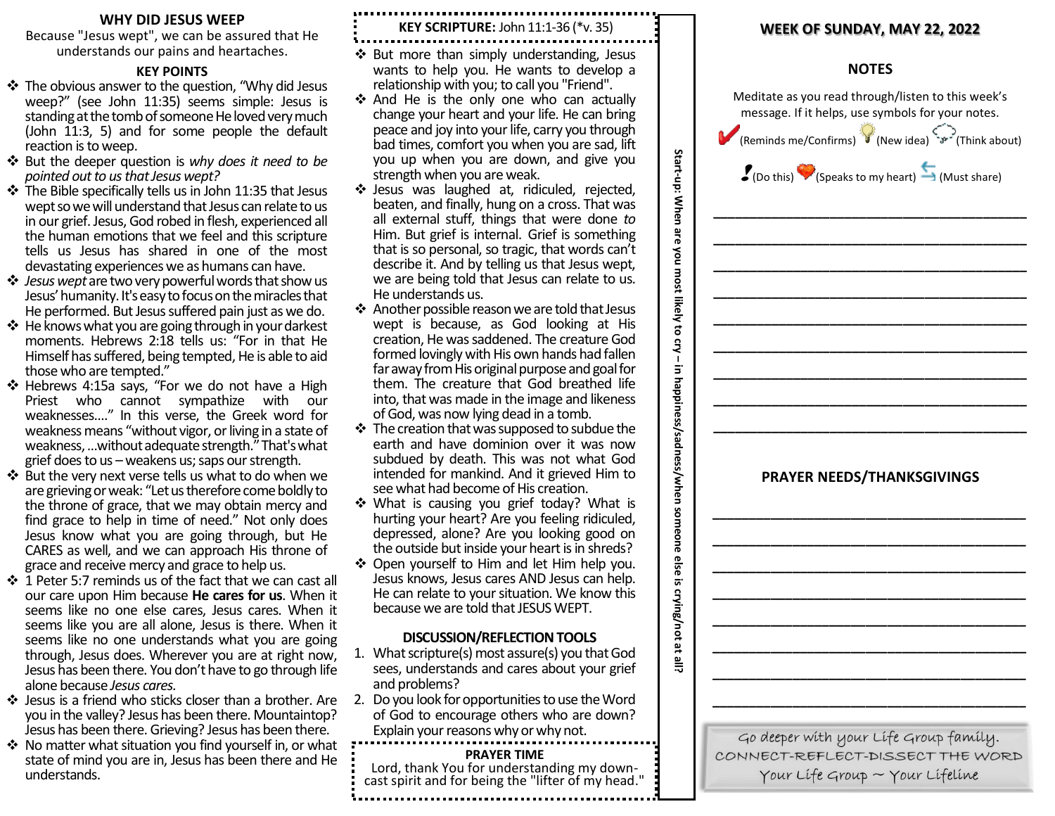## WHY DID JESUS WEEP

Because "Jesus wept", we can be assured that He understands our pains and heartaches.

### KEY POINTS

- The obvious answer to the question, "Why did Jesus weep?" (see John 11:35) seems simple: Jesus is standing at the tomb of someone He loved very much (John 11:3, 5) and for some people the default reaction is to weep.
- But the deeper question is *why does it need to be pointed out to us that Jesus wept?*
- The Bible specifically tells us in John 11:35 that Jesus wept so we will understand that Jesus can relate to us in our grief. Jesus, God robed in flesh, experienced all the human emotions that we feel and this scripture tells us Jesus has shared in one of the most devastating experiences we as humans can have.
- *Jesus wept* are two very powerful words that show us Jesus' humanity. It's easy to focus on the miracles that He performed. But Jesus suffered pain just as we do.
- He knows what you are going through in your darkest moments. Hebrews 2:18 tells us: "For in that He Himself has suffered, being tempted, He is able to aid those who are tempted."
- Hebrews 4:15a says, "For we do not have a High Priest who cannot sympathize with our weaknesses…." In this verse, the Greek word for weakness means "without vigor, or living in a state of weakness, …without adequate strength." That's what grief does to us – weakens us; saps our strength.
- But the very next verse tells us what to do when we are grieving or weak: "Let us therefore come boldly to the throne of grace, that we may obtain mercy and find grace to help in time of need." Not only does Jesus know what you are going through, but He CARES as well, and we can approach His throne of grace and receive mercy and grace to help us.
- 1 Peter 5:7 reminds us of the fact that we can cast all our care upon Him because **He cares for us**. When it seems like no one else cares, Jesus cares. When it seems like you are all alone, Jesus is there. When it seems like no one understands what you are going through, Jesus does. Wherever you are at right now, Jesus has been there. You don't have to go through life alone because *Jesus cares.*
- Jesus is a friend who sticks closer than a brother. Are you in the valley? Jesus has been there. Mountaintop? Jesus has been there. Grieving? Jesus has been there.
- No matter what situation you find yourself in, or what state of mind you are in, Jesus has been there and He understands.

**KEY SCRIPTURE:** John 11:1-36 (*v. 35)

- But more than simply understanding, Jesus wants to help you. He wants to develop a relationship with you; to call you "Friend".
- And He is the only one who can actually change your heart and your life. He can bring peace and joy into your life, carry you through bad times, comfort you when you are sad, lift you up when you are down, and give you strength when you are weak.
- Jesus was laughed at, ridiculed, rejected, beaten, and finally, hung on a cross. That was all external stuff, things that were done *to* Him. But grief is internal. Grief is something that is so personal, so tragic, that words can't describe it. And by telling us that Jesus wept, we are being told that Jesus can relate to us. He understands us.
- Another possible reason we are told that Jesus wept is because, as God looking at His creation, He was saddened. The creature God formed lovingly with His own hands had fallen far away from His original purpose and goal for them. The creature that God breathed life into, that was made in the image and likeness of God, was now lying dead in a tomb.
- The creation that was supposed to subdue the earth and have dominion over it was now subdued by death. This was not what God intended for mankind. And it grieved Him to see what had become of His creation.
- What is causing you grief today? What is hurting your heart? Are you feeling ridiculed, depressed, alone? Are you looking good on the outside but inside your heart is in shreds?
- Open yourself to Him and let Him help you. Jesus knows, Jesus cares AND Jesus can help. He can relate to your situation. We know this because we are told that JESUS WEPT.

### DISCUSSION/REFLECTION TOOLS

1. What scripture(s) most assure(s) you that God sees, understands and cares about your grief and problems?
2. Do you look for opportunities to use the Word of God to encourage others who are down? Explain your reasons why or why not.

**PRAYER TIME**

Lord, thank You for understanding my down-cast spirit and for being the "lifter of my head."

**Start-up: When are you most likely to cry – in happiness/sadness/when someone else is crying/not at all?**

## WEEK OF SUNDAY, MAY 22, 2022

### NOTES

Meditate as you read through/listen to this week's message. If it helps, use symbols for your notes.

(Reminds me/Confirms) (New idea) (Think about)

(Do this) (Speaks to my heart) (Must share)

\_\_\_\_\_\_\_\_\_\_\_\_\_\_\_\_\_\_\_\_\_\_\_\_\_\_\_\_\_\_\_\_\_\_\_\_\_\_\_\_

\_\_\_\_\_\_\_\_\_\_\_\_\_\_\_\_\_\_\_\_\_\_\_\_\_\_\_\_\_\_\_\_\_\_\_\_\_\_\_\_

\_\_\_\_\_\_\_\_\_\_\_\_\_\_\_\_\_\_\_\_\_\_\_\_\_\_\_\_\_\_\_\_\_\_\_\_\_\_\_\_

\_\_\_\_\_\_\_\_\_\_\_\_\_\_\_\_\_\_\_\_\_\_\_\_\_\_\_\_\_\_\_\_\_\_\_\_\_\_\_\_

\_\_\_\_\_\_\_\_\_\_\_\_\_\_\_\_\_\_\_\_\_\_\_\_\_\_\_\_\_\_\_\_\_\_\_\_\_\_\_\_

\_\_\_\_\_\_\_\_\_\_\_\_\_\_\_\_\_\_\_\_\_\_\_\_\_\_\_\_\_\_\_\_\_\_\_\_\_\_\_\_

\_\_\_\_\_\_\_\_\_\_\_\_\_\_\_\_\_\_\_\_\_\_\_\_\_\_\_\_\_\_\_\_\_\_\_\_\_\_\_\_

\_\_\_\_\_\_\_\_\_\_\_\_\_\_\_\_\_\_\_\_\_\_\_\_\_\_\_\_\_\_\_\_\_\_\_\_\_\_\_\_

\_\_\_\_\_\_\_\_\_\_\_\_\_\_\_\_\_\_\_\_\_\_\_\_\_\_\_\_\_\_\_\_\_\_\_\_\_\_\_\_

### PRAYER NEEDS/THANKSGIVINGS

\_\_\_\_\_\_\_\_\_\_\_\_\_\_\_\_\_\_\_\_\_\_\_\_\_\_\_\_\_\_\_\_\_\_\_\_\_\_\_\_

\_\_\_\_\_\_\_\_\_\_\_\_\_\_\_\_\_\_\_\_\_\_\_\_\_\_\_\_\_\_\_\_\_\_\_\_\_\_\_\_

\_\_\_\_\_\_\_\_\_\_\_\_\_\_\_\_\_\_\_\_\_\_\_\_\_\_\_\_\_\_\_\_\_\_\_\_\_\_\_\_

\_\_\_\_\_\_\_\_\_\_\_\_\_\_\_\_\_\_\_\_\_\_\_\_\_\_\_\_\_\_\_\_\_\_\_\_\_\_\_\_

\_\_\_\_\_\_\_\_\_\_\_\_\_\_\_\_\_\_\_\_\_\_\_\_\_\_\_\_\_\_\_\_\_\_\_\_\_\_\_\_

\_\_\_\_\_\_\_\_\_\_\_\_\_\_\_\_\_\_\_\_\_\_\_\_\_\_\_\_\_\_\_\_\_\_\_\_\_\_\_\_

\_\_\_\_\_\_\_\_\_\_\_\_\_\_\_\_\_\_\_\_\_\_\_\_\_\_\_\_\_\_\_\_\_\_\_\_\_\_\_\_

\_\_\_\_\_\_\_\_\_\_\_\_\_\_\_\_\_\_\_\_\_\_\_\_\_\_\_\_\_\_\_\_\_\_\_\_\_\_\_\_

Go deeper with your Life Group family.
CONNECT-REFLECT-DISSECT THE WORD
Your Life Group ~ Your Lifeline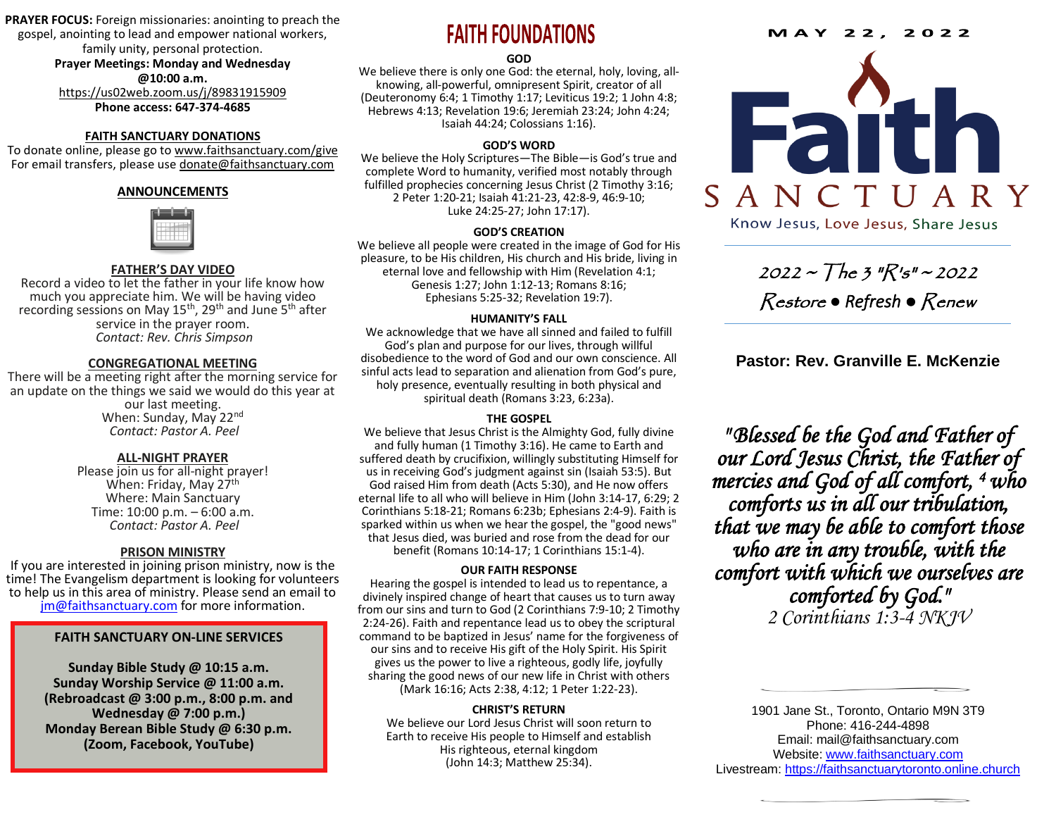**PRAYER FOCUS:** Foreign missionaries: anointing to preach the gospel, anointing to lead and empower national workers, family unity, personal protection.

**Prayer Meetings: Monday and Wednesday @10:00 a.m.**

https://us02web.zoom.us/j/89831915909

**Phone access: 647-374-4685**

## FAITH SANCTUARY DONATIONS

To donate online, please go to www.faithsanctuary.com/give

For email transfers, please use donate@faithsanctuary.com

## ANNOUNCEMENTS

### FATHER'S DAY VIDEO

Record a video to let the father in your life know how much you appreciate him. We will be having video recording sessions on May 15th, 29th and June 5th after service in the prayer room.

*Contact: Rev. Chris Simpson*

### CONGREGATIONAL MEETING

There will be a meeting right after the morning service for an update on the things we said we would do this year at our last meeting.

When: Sunday, May 22nd

*Contact: Pastor A. Peel*

### ALL-NIGHT PRAYER

Please join us for all-night prayer!

When: Friday, May 27th

Where: Main Sanctuary

Time: 10:00 p.m. – 6:00 a.m.

*Contact: Pastor A. Peel*

### PRISON MINISTRY

If you are interested in joining prison ministry, now is the time! The Evangelism department is looking for volunteers to help us in this area of ministry. Please send an email to jm@faithsanctuary.com for more information.

**FAITH SANCTUARY ON-LINE SERVICES**

**Sunday Bible Study @ 10:15 a.m.**
**Sunday Worship Service @ 11:00 a.m.**
**(Rebroadcast @ 3:00 p.m., 8:00 p.m. and Wednesday @ 7:00 p.m.)**
**Monday Berean Bible Study @ 6:30 p.m.**
**(Zoom, Facebook, YouTube)**

# FAITH FOUNDATIONS

### GOD

We believe there is only one God: the eternal, holy, loving, all-knowing, all-powerful, omnipresent Spirit, creator of all (Deuteronomy 6:4; 1 Timothy 1:17; Leviticus 19:2; 1 John 4:8; Hebrews 4:13; Revelation 19:6; Jeremiah 23:24; John 4:24; Isaiah 44:24; Colossians 1:16).

### GOD'S WORD

We believe the Holy Scriptures—The Bible—is God's true and complete Word to humanity, verified most notably through fulfilled prophecies concerning Jesus Christ (2 Timothy 3:16; 2 Peter 1:20-21; Isaiah 41:21-23, 42:8-9, 46:9-10; Luke 24:25-27; John 17:17).

### GOD'S CREATION

We believe all people were created in the image of God for His pleasure, to be His children, His church and His bride, living in eternal love and fellowship with Him (Revelation 4:1; Genesis 1:27; John 1:12-13; Romans 8:16; Ephesians 5:25-32; Revelation 19:7).

### HUMANITY'S FALL

We acknowledge that we have all sinned and failed to fulfill God's plan and purpose for our lives, through willful disobedience to the word of God and our own conscience. All sinful acts lead to separation and alienation from God's pure, holy presence, eventually resulting in both physical and spiritual death (Romans 3:23, 6:23a).

### THE GOSPEL

We believe that Jesus Christ is the Almighty God, fully divine and fully human (1 Timothy 3:16). He came to Earth and suffered death by crucifixion, willingly substituting Himself for us in receiving God's judgment against sin (Isaiah 53:5). But God raised Him from death (Acts 5:30), and He now offers eternal life to all who will believe in Him (John 3:14-17, 6:29; 2 Corinthians 5:18-21; Romans 6:23b; Ephesians 2:4-9). Faith is sparked within us when we hear the gospel, the "good news" that Jesus died, was buried and rose from the dead for our benefit (Romans 10:14-17; 1 Corinthians 15:1-4).

### OUR FAITH RESPONSE

Hearing the gospel is intended to lead us to repentance, a divinely inspired change of heart that causes us to turn away from our sins and turn to God (2 Corinthians 7:9-10; 2 Timothy 2:24-26). Faith and repentance lead us to obey the scriptural command to be baptized in Jesus' name for the forgiveness of our sins and to receive His gift of the Holy Spirit. His Spirit gives us the power to live a righteous, godly life, joyfully sharing the good news of our new life in Christ with others (Mark 16:16; Acts 2:38, 4:12; 1 Peter 1:22-23).

### CHRIST'S RETURN

We believe our Lord Jesus Christ will soon return to Earth to receive His people to Himself and establish His righteous, eternal kingdom (John 14:3; Matthew 25:34).

MAY 22, 2022

# Faith SANCTUARY

Know Jesus, Love Jesus, Share Jesus

*2022 ~ The 3 "R's" ~ 2022*

*Restore • Refresh • Renew*

**Pastor: Rev. Granville E. McKenzie**

***"Blessed be the God and Father of our Lord Jesus Christ, the Father of mercies and God of all comfort, [4] who comforts us in all our tribulation, that we may be able to comfort those who are in any trouble, with the comfort with which we ourselves are comforted by God."***

*2 Corinthians 1:3-4 NKJV*

1901 Jane St., Toronto, Ontario M9N 3T9

Phone: 416-244-4898

Email: mail@faithsanctuary.com

Website: www.faithsanctuary.com

Livestream: https://faithsanctuarytoronto.online.church